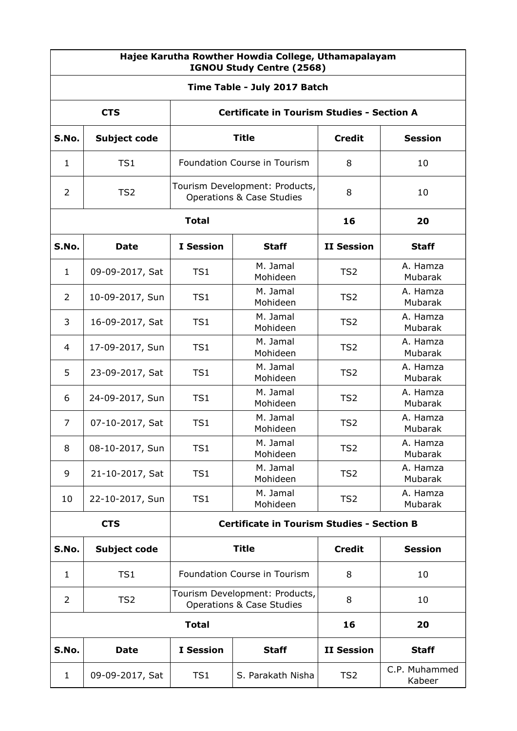**Hajee Karutha Rowther Howdia College, Uthamapalayam**
**IGNOU Study Centre (2568)**

**Time Table - July 2017 Batch**

| **CTS** | **Certificate in Tourism Studies - Section A** | | |
|---|---|---|---|
| **S.No.** | **Subject code** | **Title** | **Credit** | **Session** |
| 1 | TS1 | Foundation Course in Tourism | 8 | 10 |
| 2 | TS2 | Tourism Development: Products, Operations & Case Studies | 8 | 10 |
| **Total** | | | **16** | **20** |

| **S.No.** | **Date** | **I Session** | **Staff** | **II Session** | **Staff** |
|---|---|---|---|---|---|
| 1 | 09-09-2017, Sat | TS1 | M. Jamal Mohideen | TS2 | A. Hamza Mubarak |
| 2 | 10-09-2017, Sun | TS1 | M. Jamal Mohideen | TS2 | A. Hamza Mubarak |
| 3 | 16-09-2017, Sat | TS1 | M. Jamal Mohideen | TS2 | A. Hamza Mubarak |
| 4 | 17-09-2017, Sun | TS1 | M. Jamal Mohideen | TS2 | A. Hamza Mubarak |
| 5 | 23-09-2017, Sat | TS1 | M. Jamal Mohideen | TS2 | A. Hamza Mubarak |
| 6 | 24-09-2017, Sun | TS1 | M. Jamal Mohideen | TS2 | A. Hamza Mubarak |
| 7 | 07-10-2017, Sat | TS1 | M. Jamal Mohideen | TS2 | A. Hamza Mubarak |
| 8 | 08-10-2017, Sun | TS1 | M. Jamal Mohideen | TS2 | A. Hamza Mubarak |
| 9 | 21-10-2017, Sat | TS1 | M. Jamal Mohideen | TS2 | A. Hamza Mubarak |
| 10 | 22-10-2017, Sun | TS1 | M. Jamal Mohideen | TS2 | A. Hamza Mubarak |

| **CTS** | **Certificate in Tourism Studies - Section B** | | | |
|---|---|---|---|---|
| **S.No.** | **Subject code** | **Title** | **Credit** | **Session** |
| 1 | TS1 | Foundation Course in Tourism | 8 | 10 |
| 2 | TS2 | Tourism Development: Products, Operations & Case Studies | 8 | 10 |
| **Total** | | | **16** | **20** |

| **S.No.** | **Date** | **I Session** | **Staff** | **II Session** | **Staff** |
|---|---|---|---|---|---|
| 1 | 09-09-2017, Sat | TS1 | S. Parakath Nisha | TS2 | C.P. Muhammed Kabeer |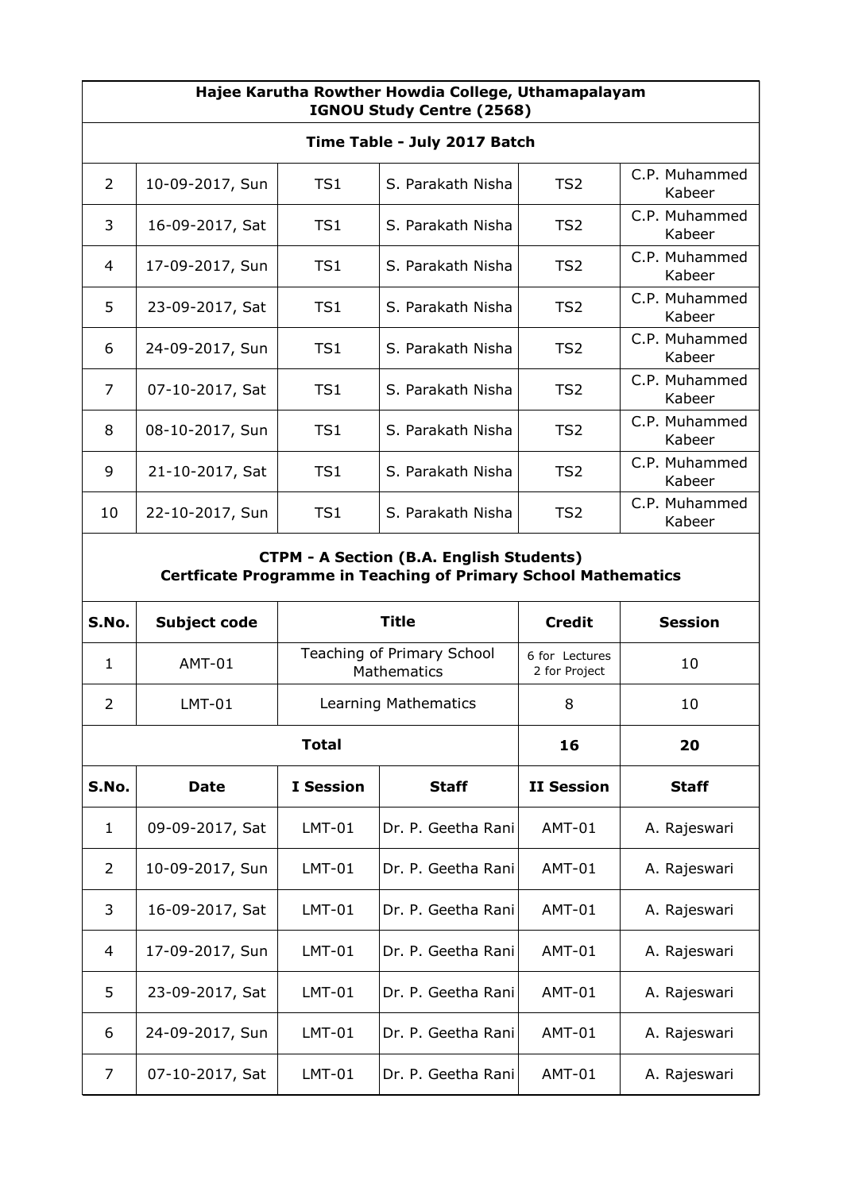## Hajee Karutha Rowther Howdia College, Uthamapalayam
## IGNOU Study Centre (2568)

### Time Table - July 2017 Batch

| | | | | | |
|---|---|---|---|---|---|
| 2 | 10-09-2017, Sun | TS1 | S. Parakath Nisha | TS2 | C.P. Muhammed Kabeer |
| 3 | 16-09-2017, Sat | TS1 | S. Parakath Nisha | TS2 | C.P. Muhammed Kabeer |
| 4 | 17-09-2017, Sun | TS1 | S. Parakath Nisha | TS2 | C.P. Muhammed Kabeer |
| 5 | 23-09-2017, Sat | TS1 | S. Parakath Nisha | TS2 | C.P. Muhammed Kabeer |
| 6 | 24-09-2017, Sun | TS1 | S. Parakath Nisha | TS2 | C.P. Muhammed Kabeer |
| 7 | 07-10-2017, Sat | TS1 | S. Parakath Nisha | TS2 | C.P. Muhammed Kabeer |
| 8 | 08-10-2017, Sun | TS1 | S. Parakath Nisha | TS2 | C.P. Muhammed Kabeer |
| 9 | 21-10-2017, Sat | TS1 | S. Parakath Nisha | TS2 | C.P. Muhammed Kabeer |
| 10 | 22-10-2017, Sun | TS1 | S. Parakath Nisha | TS2 | C.P. Muhammed Kabeer |

### CTPM - A Section (B.A. English Students)
### Certficate Programme in Teaching of Primary School Mathematics

| S.No. | Subject code | Title | Credit | Session |
|---|---|---|---|---|
| 1 | AMT-01 | Teaching of Primary School Mathematics | 6 for Lectures 2 for Project | 10 |
| 2 | LMT-01 | Learning Mathematics | 8 | 10 |
| | | **Total** | **16** | **20** |

| S.No. | Date | I Session | Staff | II Session | Staff |
|---|---|---|---|---|---|
| 1 | 09-09-2017, Sat | LMT-01 | Dr. P. Geetha Rani | AMT-01 | A. Rajeswari |
| 2 | 10-09-2017, Sun | LMT-01 | Dr. P. Geetha Rani | AMT-01 | A. Rajeswari |
| 3 | 16-09-2017, Sat | LMT-01 | Dr. P. Geetha Rani | AMT-01 | A. Rajeswari |
| 4 | 17-09-2017, Sun | LMT-01 | Dr. P. Geetha Rani | AMT-01 | A. Rajeswari |
| 5 | 23-09-2017, Sat | LMT-01 | Dr. P. Geetha Rani | AMT-01 | A. Rajeswari |
| 6 | 24-09-2017, Sun | LMT-01 | Dr. P. Geetha Rani | AMT-01 | A. Rajeswari |
| 7 | 07-10-2017, Sat | LMT-01 | Dr. P. Geetha Rani | AMT-01 | A. Rajeswari |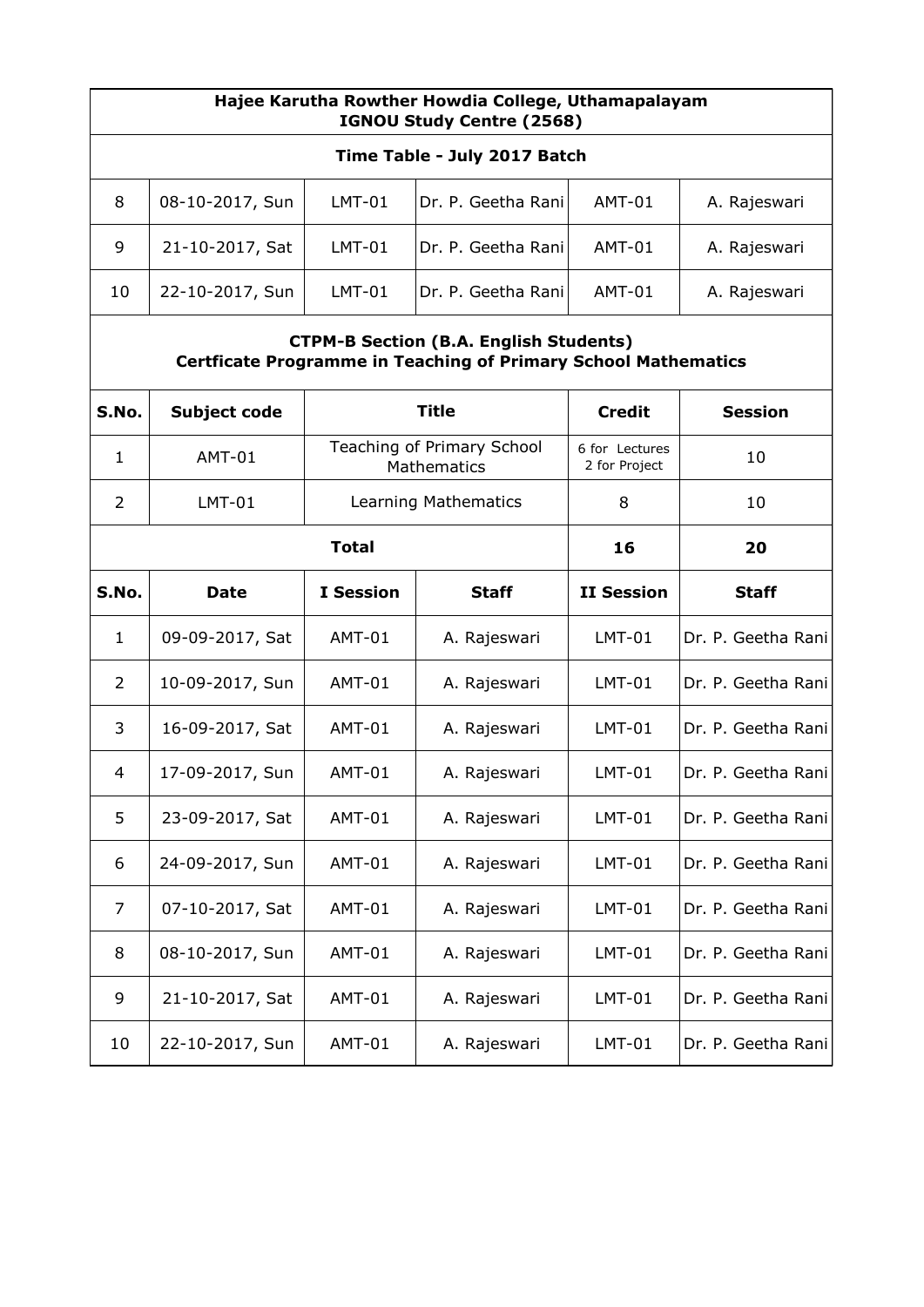**Hajee Karutha Rowther Howdia College, Uthamapalayam**
**IGNOU Study Centre (2568)**

**Time Table - July 2017 Batch**

| | | | | | |
|---|---|---|---|---|---|
| 8 | 08-10-2017, Sun | LMT-01 | Dr. P. Geetha Rani | AMT-01 | A. Rajeswari |
| 9 | 21-10-2017, Sat | LMT-01 | Dr. P. Geetha Rani | AMT-01 | A. Rajeswari |
| 10 | 22-10-2017, Sun | LMT-01 | Dr. P. Geetha Rani | AMT-01 | A. Rajeswari |

**CTPM-B Section (B.A. English Students)**
**Certficate Programme in Teaching of Primary School Mathematics**

| S.No. | Subject code | Title | Credit | Session |
|---|---|---|---|---|
| 1 | AMT-01 | Teaching of Primary School Mathematics | 6 for Lectures 2 for Project | 10 |
| 2 | LMT-01 | Learning Mathematics | 8 | 10 |
| | | **Total** | **16** | **20** |

| S.No. | Date | I Session | Staff | II Session | Staff |
|---|---|---|---|---|---|
| 1 | 09-09-2017, Sat | AMT-01 | A. Rajeswari | LMT-01 | Dr. P. Geetha Rani |
| 2 | 10-09-2017, Sun | AMT-01 | A. Rajeswari | LMT-01 | Dr. P. Geetha Rani |
| 3 | 16-09-2017, Sat | AMT-01 | A. Rajeswari | LMT-01 | Dr. P. Geetha Rani |
| 4 | 17-09-2017, Sun | AMT-01 | A. Rajeswari | LMT-01 | Dr. P. Geetha Rani |
| 5 | 23-09-2017, Sat | AMT-01 | A. Rajeswari | LMT-01 | Dr. P. Geetha Rani |
| 6 | 24-09-2017, Sun | AMT-01 | A. Rajeswari | LMT-01 | Dr. P. Geetha Rani |
| 7 | 07-10-2017, Sat | AMT-01 | A. Rajeswari | LMT-01 | Dr. P. Geetha Rani |
| 8 | 08-10-2017, Sun | AMT-01 | A. Rajeswari | LMT-01 | Dr. P. Geetha Rani |
| 9 | 21-10-2017, Sat | AMT-01 | A. Rajeswari | LMT-01 | Dr. P. Geetha Rani |
| 10 | 22-10-2017, Sun | AMT-01 | A. Rajeswari | LMT-01 | Dr. P. Geetha Rani |